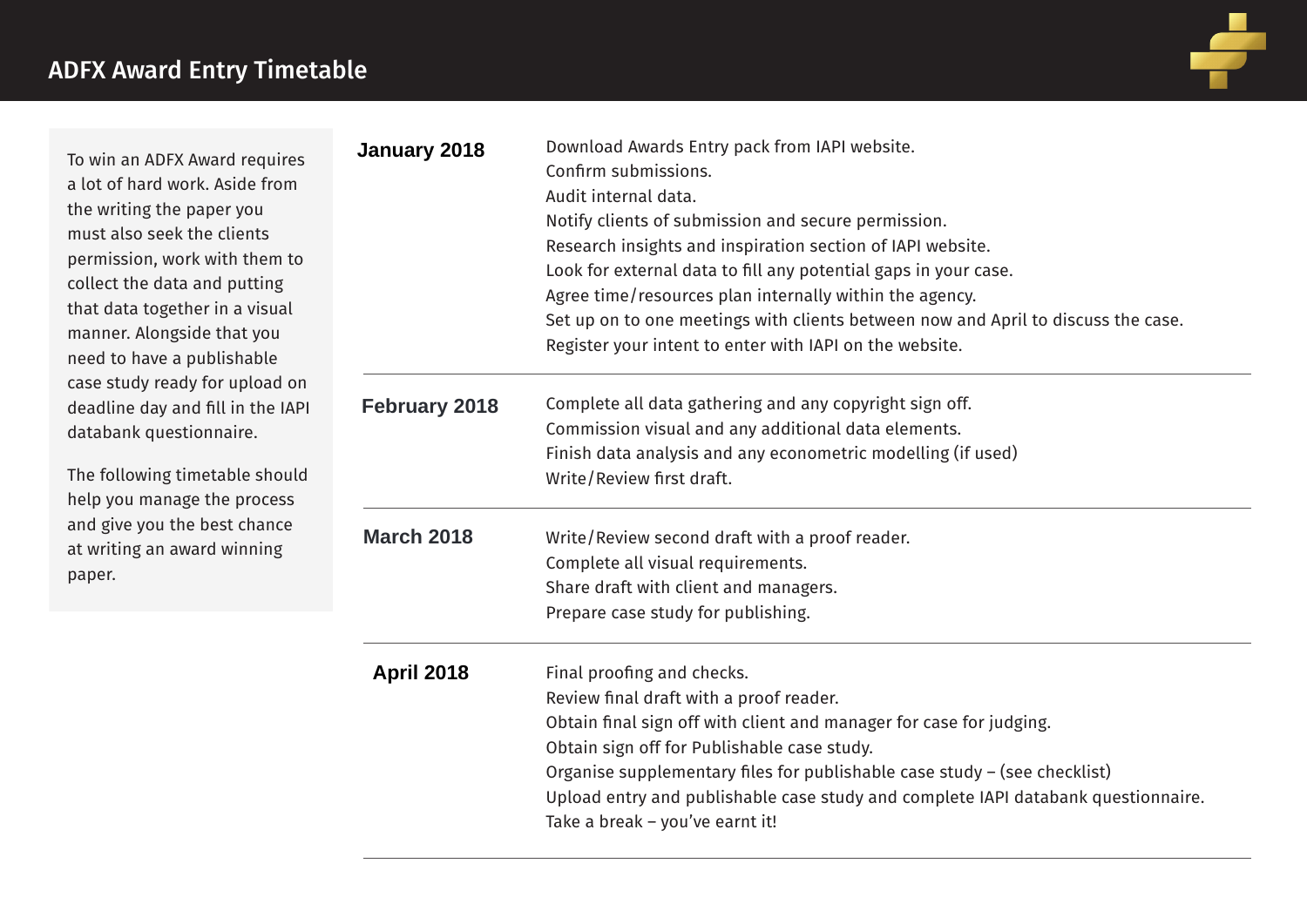# ADFX Award Entry Timetable

To win an ADFX Award requires a lot of hard work. Aside from the writing the paper you must also seek the clients permission, work with them to collect the data and putting that data together in a visual manner. Alongside that you need to have a publishable case study ready for upload on deadline day and fill in the IAPI databank questionnaire.

The following timetable should help you manage the process and give you the best chance at writing an award winning paper.

## January 2018

Download Awards Entry pack from IAPI website.
Confirm submissions.
Audit internal data.
Notify clients of submission and secure permission.
Research insights and inspiration section of IAPI website.
Look for external data to fill any potential gaps in your case.
Agree time/resources plan internally within the agency.
Set up on to one meetings with clients between now and April to discuss the case.
Register your intent to enter with IAPI on the website.

## February 2018

Complete all data gathering and any copyright sign off.
Commission visual and any additional data elements.
Finish data analysis and any econometric modelling (if used)
Write/Review first draft.

## March 2018

Write/Review second draft with a proof reader.
Complete all visual requirements.
Share draft with client and managers.
Prepare case study for publishing.

## April 2018

Final proofing and checks.
Review final draft with a proof reader.
Obtain final sign off with client and manager for case for judging.
Obtain sign off for Publishable case study.
Organise supplementary files for publishable case study – (see checklist)
Upload entry and publishable case study and complete IAPI databank questionnaire.
Take a break – you've earnt it!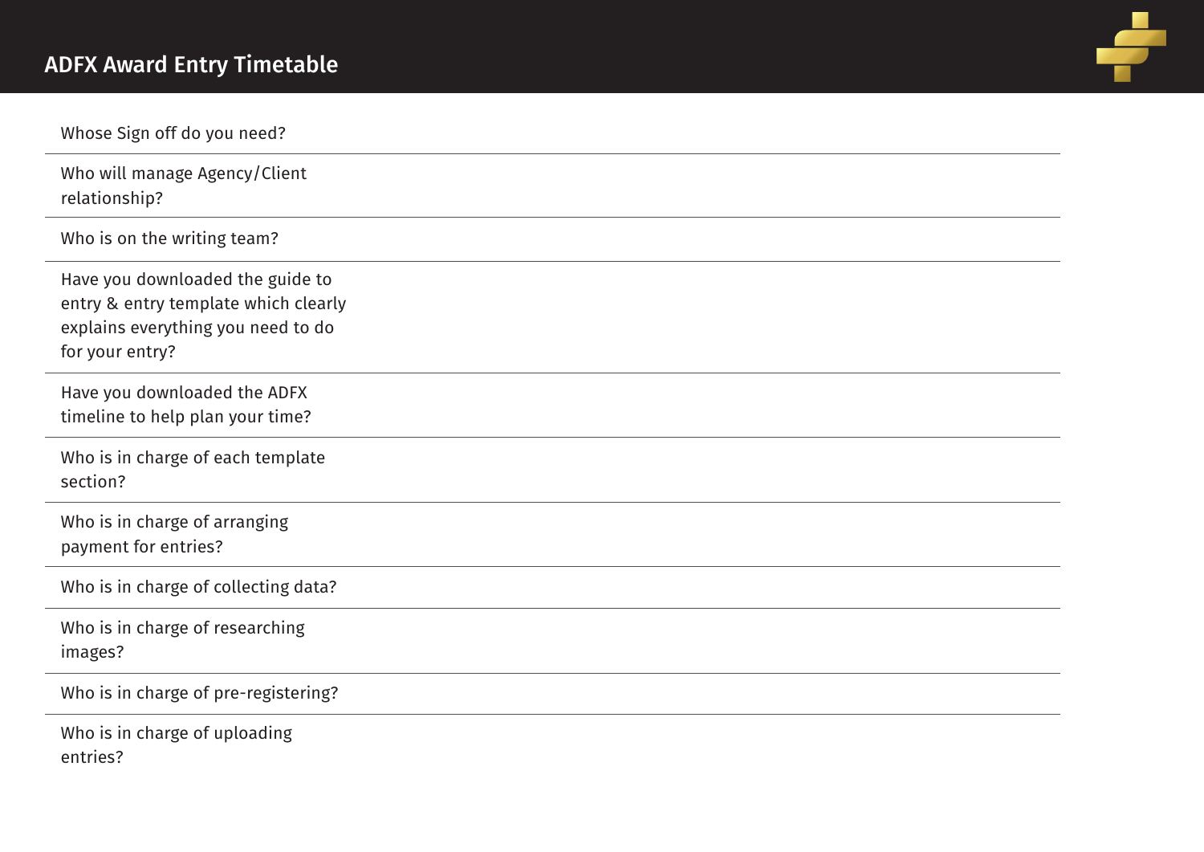## ADFX Award Entry Timetable

| | |
|---|---|
| Whose Sign off do you need? | |
| Who will manage Agency/Client relationship? | |
| Who is on the writing team? | |
| Have you downloaded the guide to entry & entry template which clearly explains everything you need to do for your entry? | |
| Have you downloaded the ADFX timeline to help plan your time? | |
| Who is in charge of each template section? | |
| Who is in charge of arranging payment for entries? | |
| Who is in charge of collecting data? | |
| Who is in charge of researching images? | |
| Who is in charge of pre-registering? | |
| Who is in charge of uploading entries? | |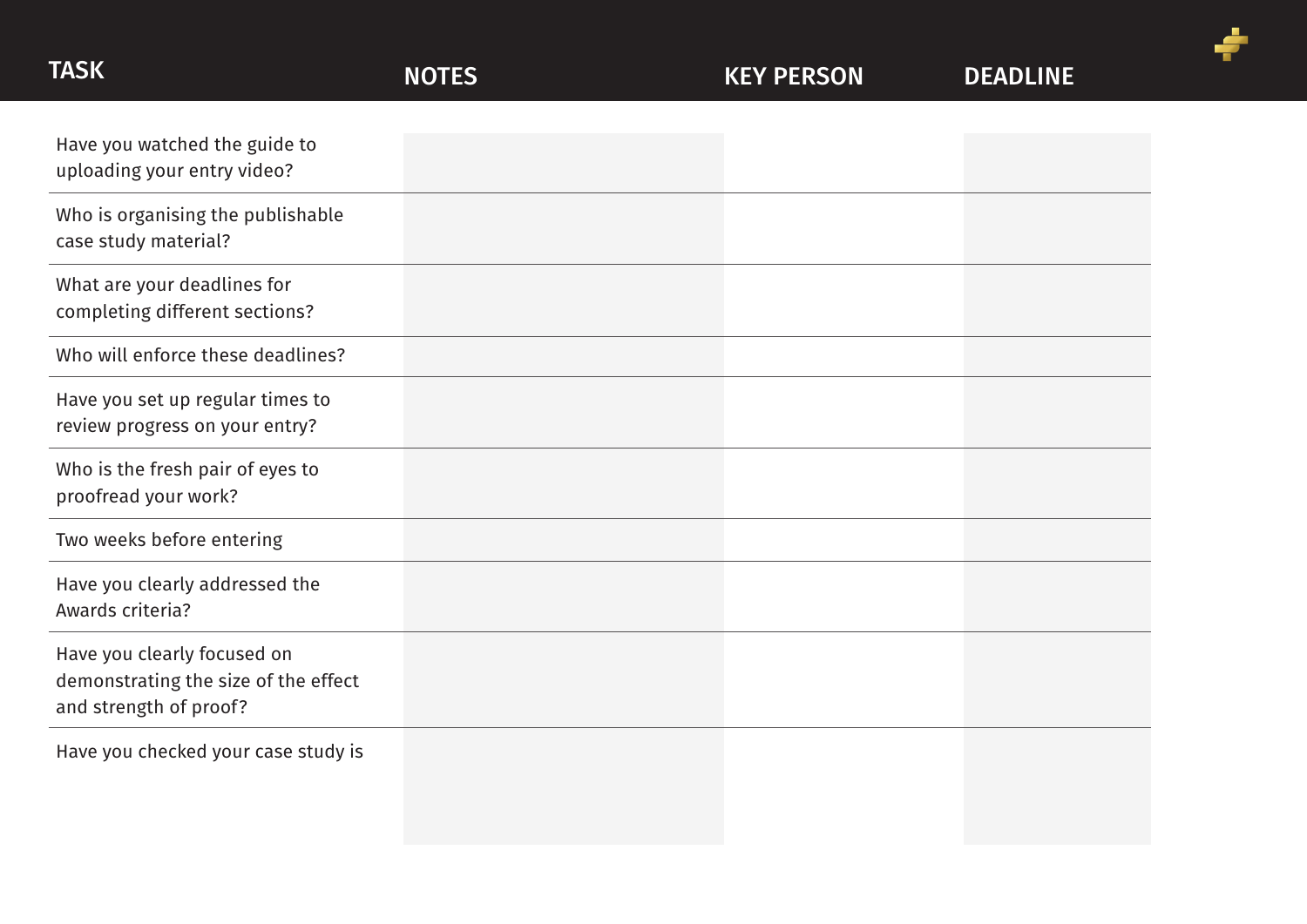| TASK | NOTES | KEY PERSON | DEADLINE |
| --- | --- | --- | --- |
| Have you watched the guide to uploading your entry video? | | | |
| Who is organising the publishable case study material? | | | |
| What are your deadlines for completing different sections? | | | |
| Who will enforce these deadlines? | | | |
| Have you set up regular times to review progress on your entry? | | | |
| Who is the fresh pair of eyes to proofread your work? | | | |
| Two weeks before entering | | | |
| Have you clearly addressed the Awards criteria? | | | |
| Have you clearly focused on demonstrating the size of the effect and strength of proof? | | | |
| Have you checked your case study is | | | |